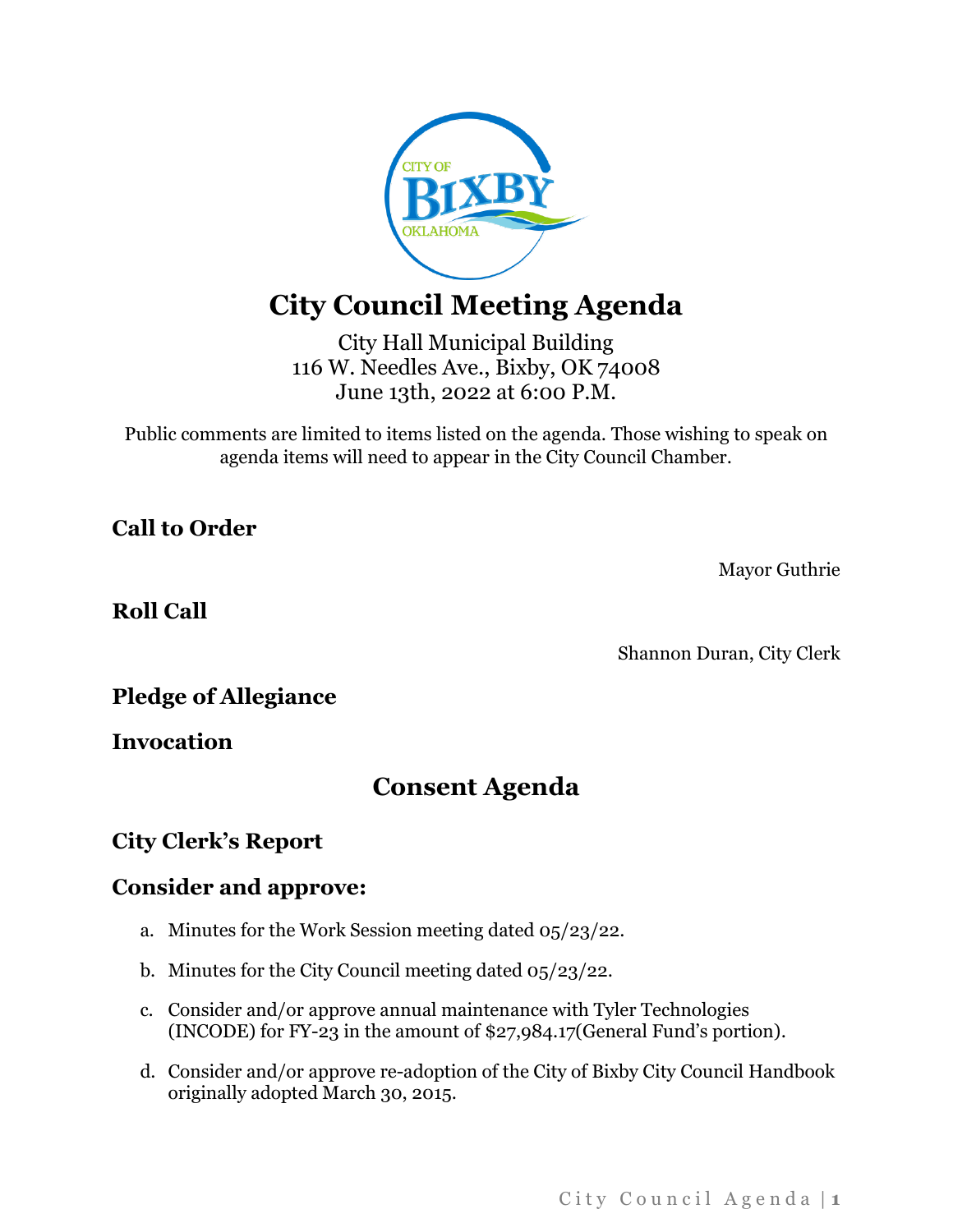# City Council Meeting Agenda

City Hall Municipal Building
116 W. Needles Ave., Bixby, OK 74008
June 13th, 2022 at 6:00 P.M.

Public comments are limited to items listed on the agenda. Those wishing to speak on agenda items will need to appear in the City Council Chamber.

## Call to Order

Mayor Guthrie

## Roll Call

Shannon Duran, City Clerk

## Pledge of Allegiance

## Invocation

# Consent Agenda

## City Clerk's Report

## Consider and approve:

a. Minutes for the Work Session meeting dated 05/23/22.

b. Minutes for the City Council meeting dated 05/23/22.

c. Consider and/or approve annual maintenance with Tyler Technologies (INCODE) for FY-23 in the amount of $27,984.17(General Fund's portion).

d. Consider and/or approve re-adoption of the City of Bixby City Council Handbook originally adopted March 30, 2015.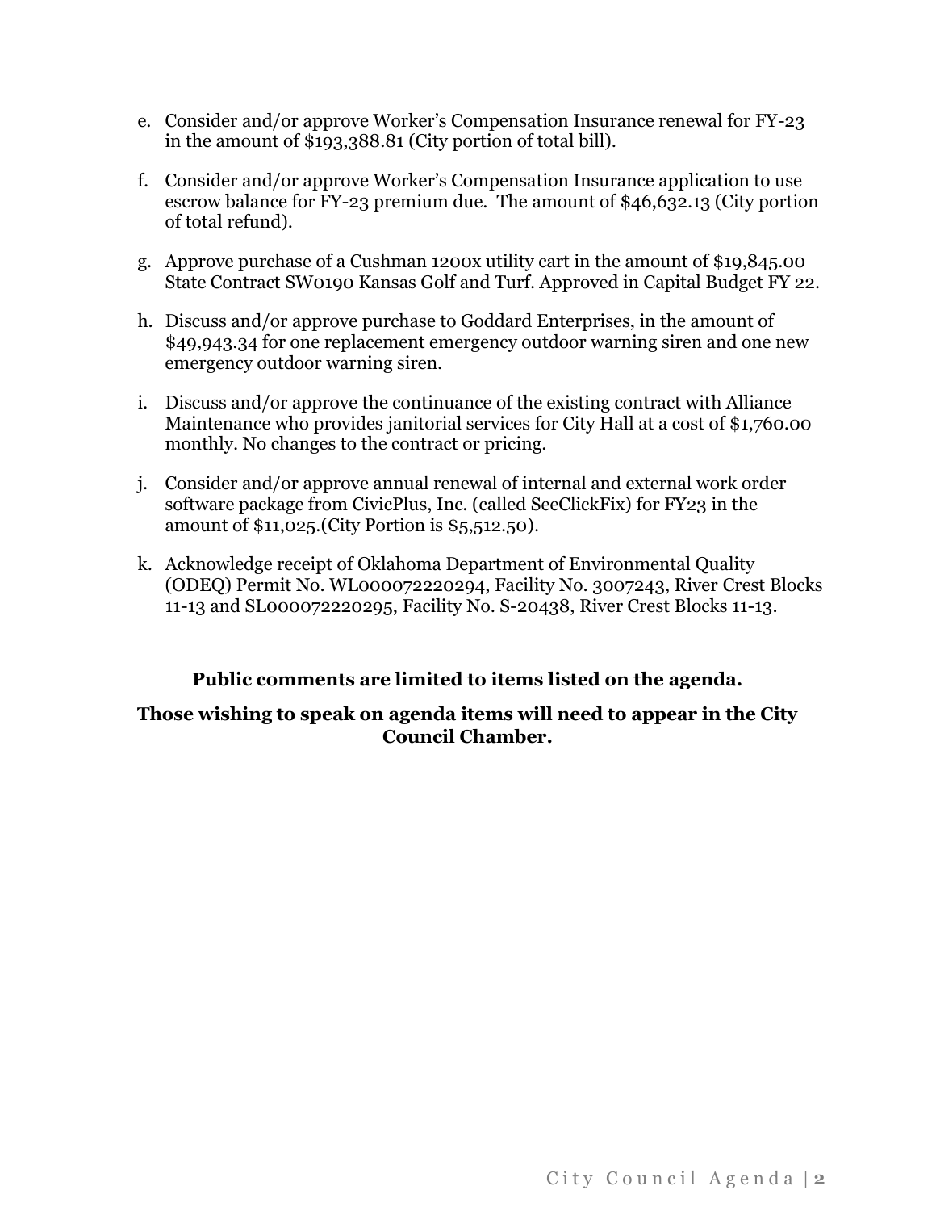e. Consider and/or approve Worker's Compensation Insurance renewal for FY-23 in the amount of $193,388.81 (City portion of total bill).

f. Consider and/or approve Worker's Compensation Insurance application to use escrow balance for FY-23 premium due. The amount of $46,632.13 (City portion of total refund).

g. Approve purchase of a Cushman 1200x utility cart in the amount of $19,845.00 State Contract SW0190 Kansas Golf and Turf. Approved in Capital Budget FY 22.

h. Discuss and/or approve purchase to Goddard Enterprises, in the amount of $49,943.34 for one replacement emergency outdoor warning siren and one new emergency outdoor warning siren.

i. Discuss and/or approve the continuance of the existing contract with Alliance Maintenance who provides janitorial services for City Hall at a cost of $1,760.00 monthly. No changes to the contract or pricing.

j. Consider and/or approve annual renewal of internal and external work order software package from CivicPlus, Inc. (called SeeClickFix) for FY23 in the amount of $11,025.(City Portion is $5,512.50).

k. Acknowledge receipt of Oklahoma Department of Environmental Quality (ODEQ) Permit No. WL000072220294, Facility No. 3007243, River Crest Blocks 11-13 and SL000072220295, Facility No. S-20438, River Crest Blocks 11-13.

**Public comments are limited to items listed on the agenda.**

**Those wishing to speak on agenda items will need to appear in the City Council Chamber.**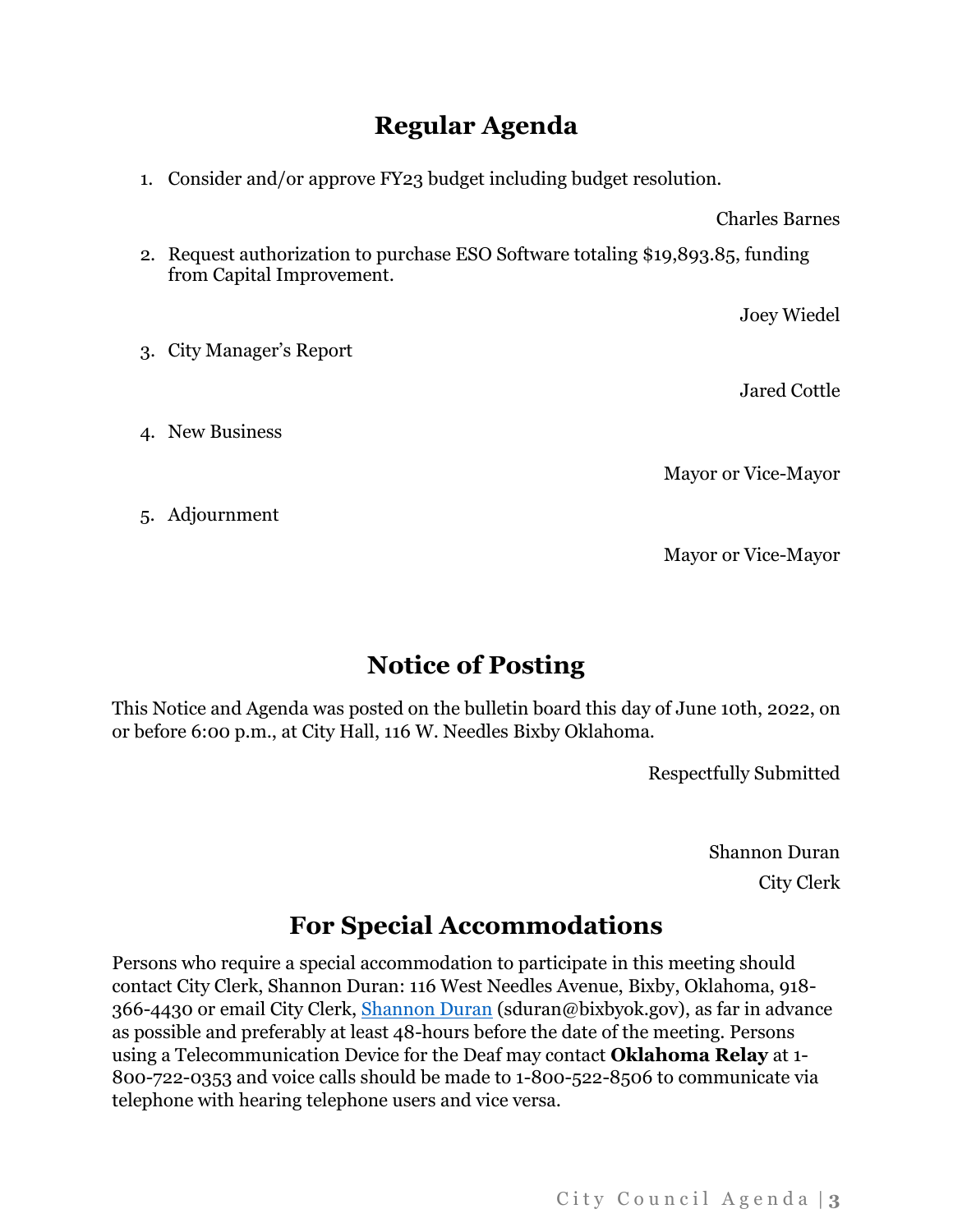## Regular Agenda

1. Consider and/or approve FY23 budget including budget resolution.

   Charles Barnes

2. Request authorization to purchase ESO Software totaling $19,893.85, funding from Capital Improvement.

   Joey Wiedel

3. City Manager's Report

   Jared Cottle

4. New Business

   Mayor or Vice-Mayor

5. Adjournment

   Mayor or Vice-Mayor

## Notice of Posting

This Notice and Agenda was posted on the bulletin board this day of June 10th, 2022, on or before 6:00 p.m., at City Hall, 116 W. Needles Bixby Oklahoma.

Respectfully Submitted

Shannon Duran
City Clerk

## For Special Accommodations

Persons who require a special accommodation to participate in this meeting should contact City Clerk, Shannon Duran: 116 West Needles Avenue, Bixby, Oklahoma, 918-366-4430 or email City Clerk, Shannon Duran (sduran@bixbyok.gov), as far in advance as possible and preferably at least 48-hours before the date of the meeting. Persons using a Telecommunication Device for the Deaf may contact **Oklahoma Relay** at 1-800-722-0353 and voice calls should be made to 1-800-522-8506 to communicate via telephone with hearing telephone users and vice versa.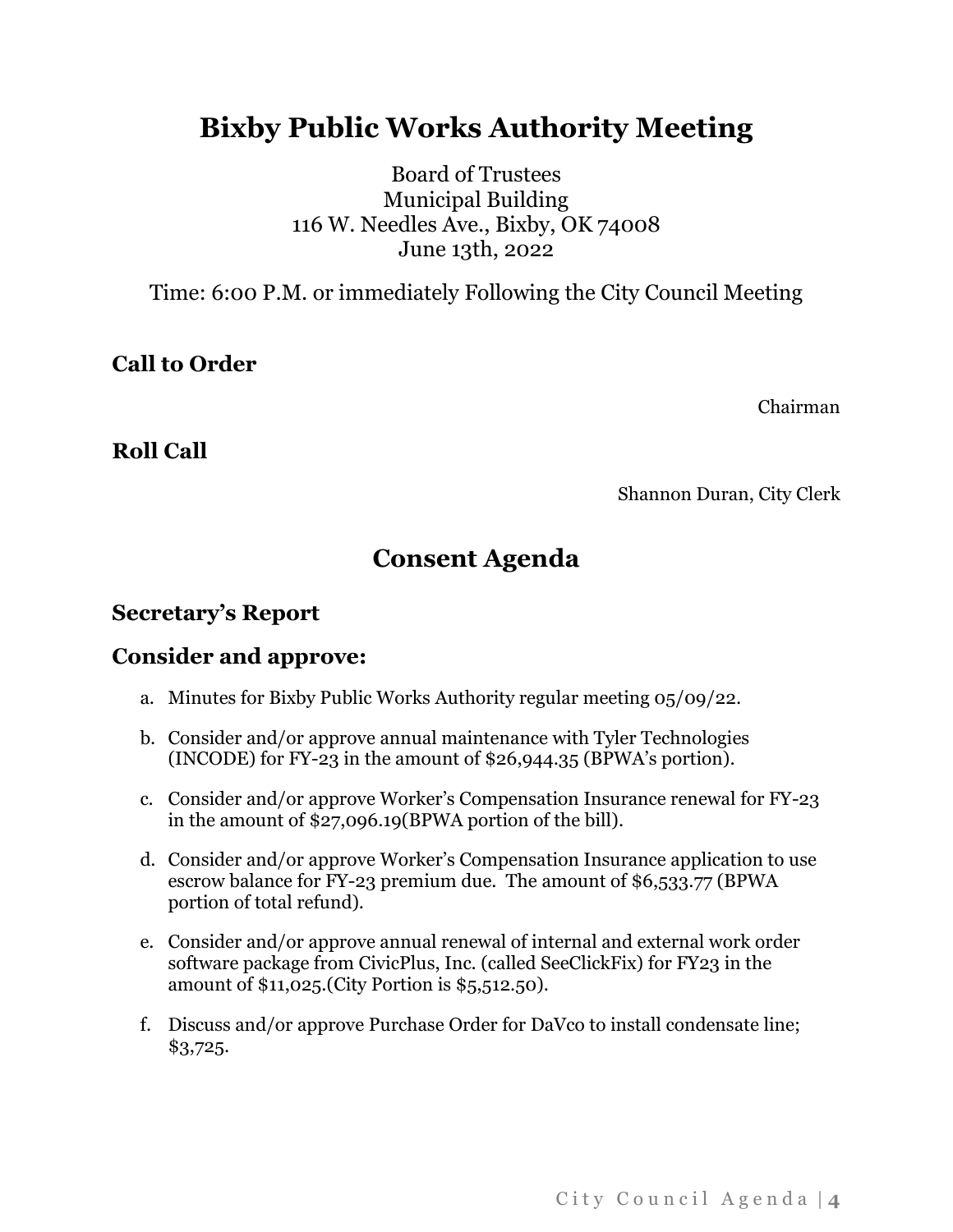# Bixby Public Works Authority Meeting

Board of Trustees
Municipal Building
116 W. Needles Ave., Bixby, OK 74008
June 13th, 2022

Time: 6:00 P.M. or immediately Following the City Council Meeting

### Call to Order

Chairman

### Roll Call

Shannon Duran, City Clerk

## Consent Agenda

### Secretary's Report

### Consider and approve:

a. Minutes for Bixby Public Works Authority regular meeting 05/09/22.

b. Consider and/or approve annual maintenance with Tyler Technologies (INCODE) for FY-23 in the amount of $26,944.35 (BPWA's portion).

c. Consider and/or approve Worker's Compensation Insurance renewal for FY-23 in the amount of $27,096.19(BPWA portion of the bill).

d. Consider and/or approve Worker's Compensation Insurance application to use escrow balance for FY-23 premium due. The amount of $6,533.77 (BPWA portion of total refund).

e. Consider and/or approve annual renewal of internal and external work order software package from CivicPlus, Inc. (called SeeClickFix) for FY23 in the amount of $11,025.(City Portion is $5,512.50).

f. Discuss and/or approve Purchase Order for DaVco to install condensate line; $3,725.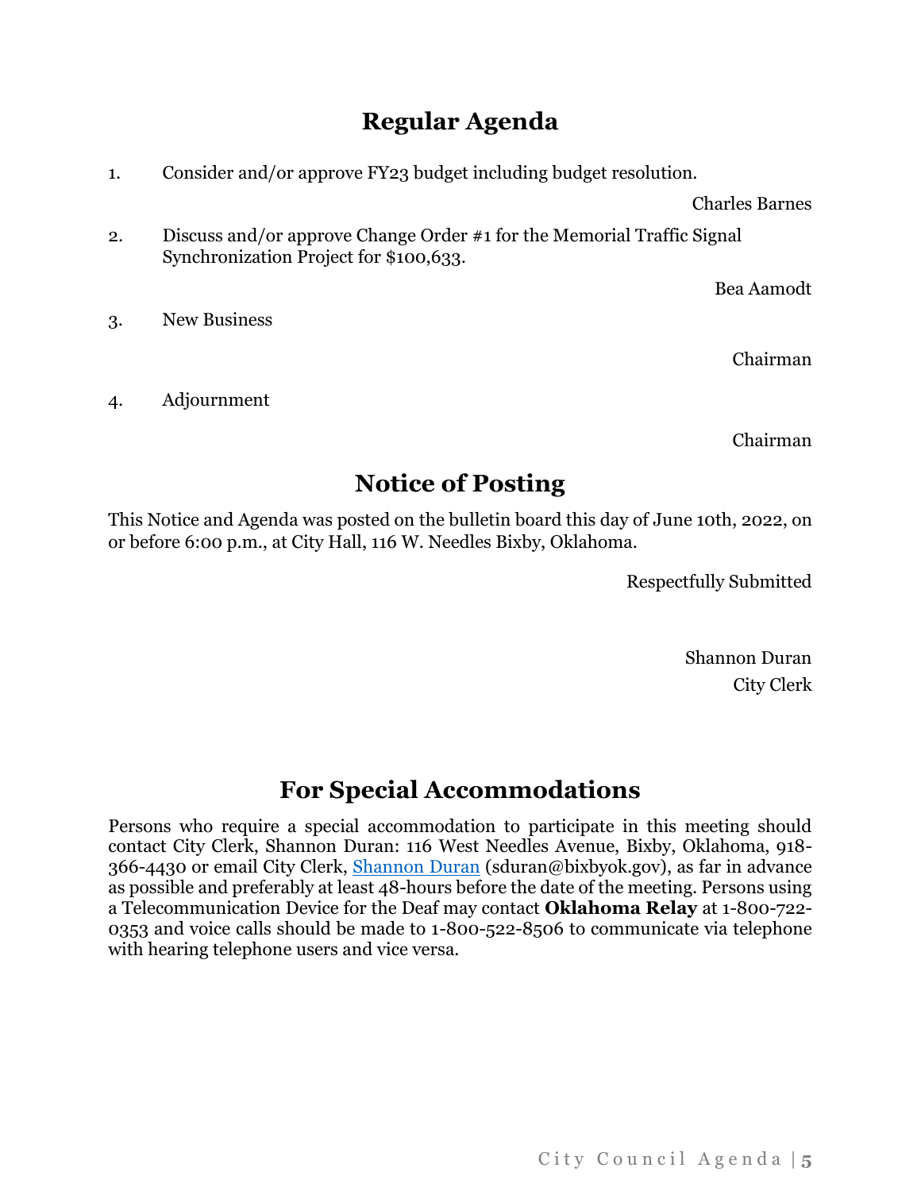## Regular Agenda

1. Consider and/or approve FY23 budget including budget resolution.

   Charles Barnes

2. Discuss and/or approve Change Order #1 for the Memorial Traffic Signal Synchronization Project for $100,633.

   Bea Aamodt

3. New Business

   Chairman

4. Adjournment

   Chairman

## Notice of Posting

This Notice and Agenda was posted on the bulletin board this day of June 10th, 2022, on or before 6:00 p.m., at City Hall, 116 W. Needles Bixby, Oklahoma.

Respectfully Submitted

Shannon Duran
City Clerk

## For Special Accommodations

Persons who require a special accommodation to participate in this meeting should contact City Clerk, Shannon Duran: 116 West Needles Avenue, Bixby, Oklahoma, 918-366-4430 or email City Clerk, Shannon Duran (sduran@bixbyok.gov), as far in advance as possible and preferably at least 48-hours before the date of the meeting. Persons using a Telecommunication Device for the Deaf may contact **Oklahoma Relay** at 1-800-722-0353 and voice calls should be made to 1-800-522-8506 to communicate via telephone with hearing telephone users and vice versa.